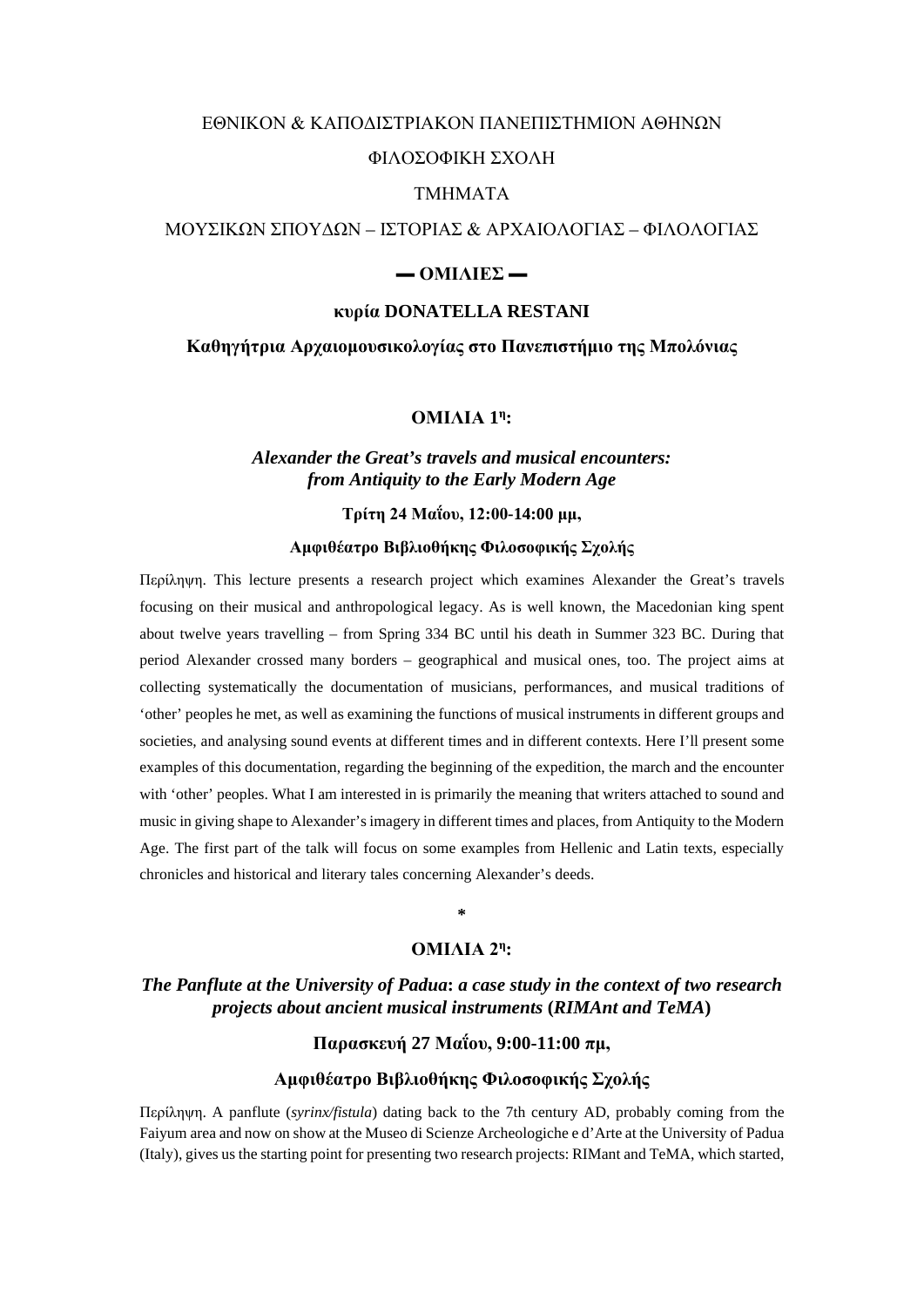ΕΘΝΙΚΟΝ & ΚΑΠΟΔΙΣΤΡΙΑΚΟΝ ΠΑΝΕΠΙΣΤΗΜΙΟΝ ΑΘΗΝΩΝ

ΦΙΛΟΣΟΦΙΚΗ ΣΧΟΛΗ

ΤΜΗΜΑΤΑ

ΜΟΥΣΙΚΩΝ ΣΠΟΥΔΩΝ – ΙΣΤΟΡΙΑΣ & ΑΡΧΑΙΟΛΟΓΙΑΣ – ΦΙΛΟΛΟΓΙΑΣ

**▬ ΟΜΙΛΙΕΣ ▬**

**κυρία DONATELLA RESTANI**

**Καθηγήτρια Αρχαιομουσικολογίας στο Πανεπιστήμιο της Μπολόνιας**

## ΟΜΙΛΙΑ 1η:

***Alexander the Great's travels and musical encounters: from Antiquity to the Early Modern Age***

**Τρίτη 24 Μαΐου, 12:00-14:00 μμ,**

**Αμφιθέατρο Βιβλιοθήκης Φιλοσοφικής Σχολής**

Περίληψη. This lecture presents a research project which examines Alexander the Great's travels focusing on their musical and anthropological legacy. As is well known, the Macedonian king spent about twelve years travelling – from Spring 334 BC until his death in Summer 323 BC. During that period Alexander crossed many borders – geographical and musical ones, too. The project aims at collecting systematically the documentation of musicians, performances, and musical traditions of 'other' peoples he met, as well as examining the functions of musical instruments in different groups and societies, and analysing sound events at different times and in different contexts. Here I'll present some examples of this documentation, regarding the beginning of the expedition, the march and the encounter with 'other' peoples. What I am interested in is primarily the meaning that writers attached to sound and music in giving shape to Alexander's imagery in different times and places, from Antiquity to the Modern Age. The first part of the talk will focus on some examples from Hellenic and Latin texts, especially chronicles and historical and literary tales concerning Alexander's deeds.

\*

## ΟΜΙΛΙΑ 2η:

***The Panflute at the University of Padua*: *a case study in the context of two research projects about ancient musical instruments* (*RIMAnt and TeMA*)**

**Παρασκευή 27 Μαΐου, 9:00-11:00 πμ,**

**Αμφιθέατρο Βιβλιοθήκης Φιλοσοφικής Σχολής**

Περίληψη. A panflute (*syrinx/fistula*) dating back to the 7th century AD, probably coming from the Faiyum area and now on show at the Museo di Scienze Archeologiche e d'Arte at the University of Padua (Italy), gives us the starting point for presenting two research projects: RIMant and TeMA, which started,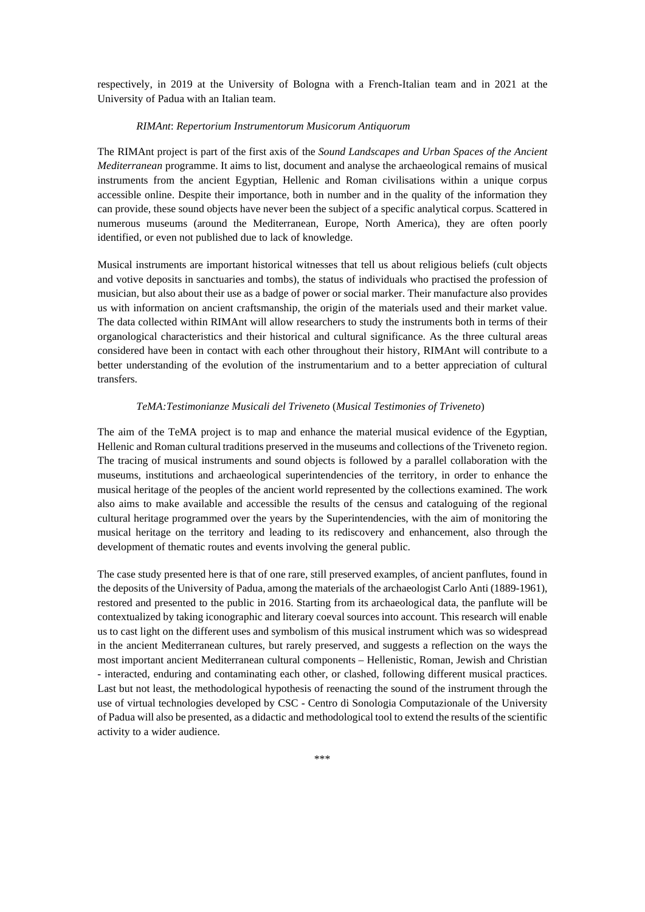respectively, in 2019 at the University of Bologna with a French-Italian team and in 2021 at the University of Padua with an Italian team.

*RIMAnt*: *Repertorium Instrumentorum Musicorum Antiquorum*

The RIMAnt project is part of the first axis of the *Sound Landscapes and Urban Spaces of the Ancient Mediterranean* programme. It aims to list, document and analyse the archaeological remains of musical instruments from the ancient Egyptian, Hellenic and Roman civilisations within a unique corpus accessible online. Despite their importance, both in number and in the quality of the information they can provide, these sound objects have never been the subject of a specific analytical corpus. Scattered in numerous museums (around the Mediterranean, Europe, North America), they are often poorly identified, or even not published due to lack of knowledge.

Musical instruments are important historical witnesses that tell us about religious beliefs (cult objects and votive deposits in sanctuaries and tombs), the status of individuals who practised the profession of musician, but also about their use as a badge of power or social marker. Their manufacture also provides us with information on ancient craftsmanship, the origin of the materials used and their market value. The data collected within RIMAnt will allow researchers to study the instruments both in terms of their organological characteristics and their historical and cultural significance. As the three cultural areas considered have been in contact with each other throughout their history, RIMAnt will contribute to a better understanding of the evolution of the instrumentarium and to a better appreciation of cultural transfers.

*TeMA:Testimonianze Musicali del Triveneto* (*Musical Testimonies of Triveneto*)

The aim of the TeMA project is to map and enhance the material musical evidence of the Egyptian, Hellenic and Roman cultural traditions preserved in the museums and collections of the Triveneto region. The tracing of musical instruments and sound objects is followed by a parallel collaboration with the museums, institutions and archaeological superintendencies of the territory, in order to enhance the musical heritage of the peoples of the ancient world represented by the collections examined. The work also aims to make available and accessible the results of the census and cataloguing of the regional cultural heritage programmed over the years by the Superintendencies, with the aim of monitoring the musical heritage on the territory and leading to its rediscovery and enhancement, also through the development of thematic routes and events involving the general public.

The case study presented here is that of one rare, still preserved examples, of ancient panflutes, found in the deposits of the University of Padua, among the materials of the archaeologist Carlo Anti (1889-1961), restored and presented to the public in 2016. Starting from its archaeological data, the panflute will be contextualized by taking iconographic and literary coeval sources into account. This research will enable us to cast light on the different uses and symbolism of this musical instrument which was so widespread in the ancient Mediterranean cultures, but rarely preserved, and suggests a reflection on the ways the most important ancient Mediterranean cultural components – Hellenistic, Roman, Jewish and Christian - interacted, enduring and contaminating each other, or clashed, following different musical practices. Last but not least, the methodological hypothesis of reenacting the sound of the instrument through the use of virtual technologies developed by CSC - Centro di Sonologia Computazionale of the University of Padua will also be presented, as a didactic and methodological tool to extend the results of the scientific activity to a wider audience.

***